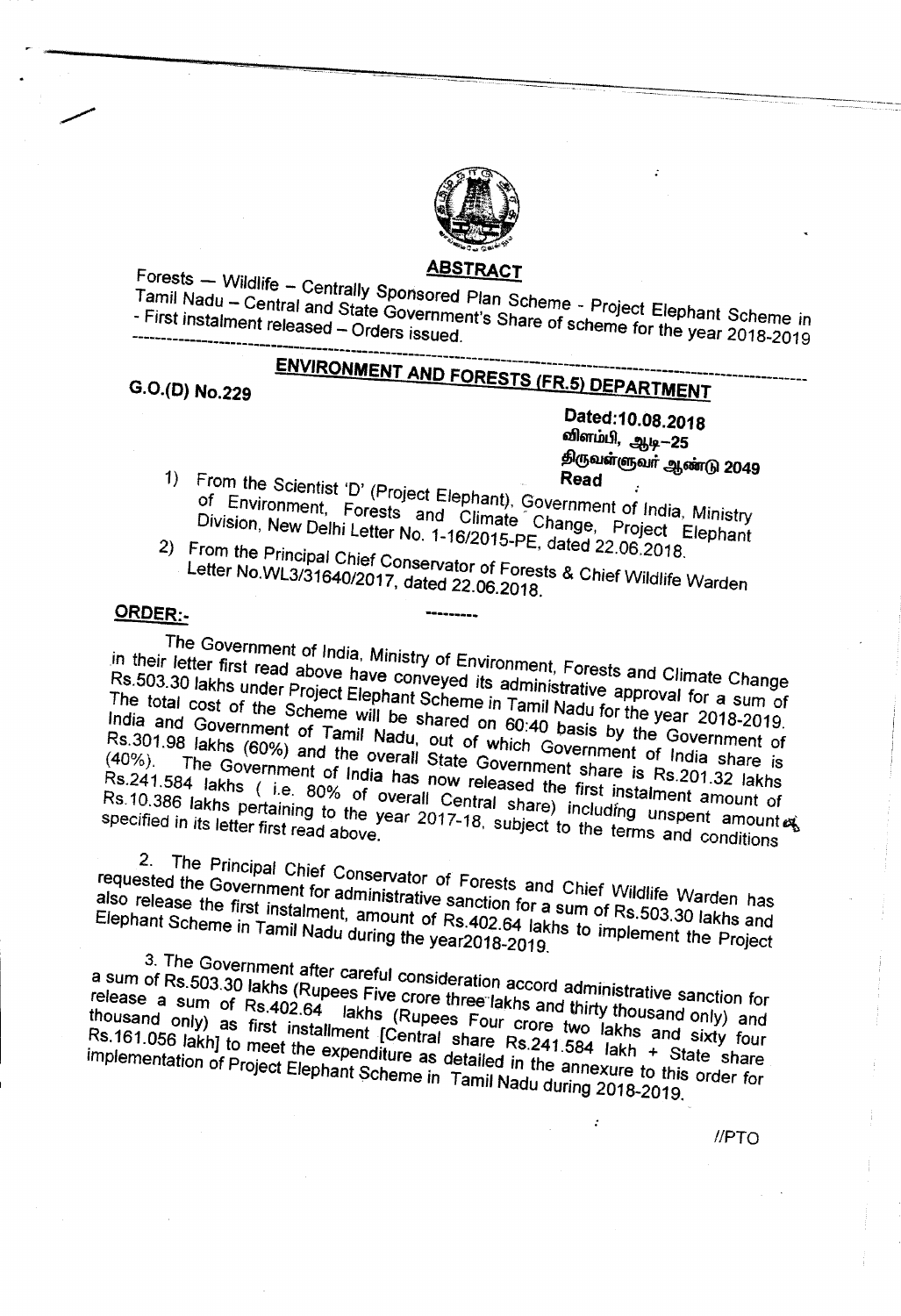## ABSTRACT

Forests – Wildlife – Centrally Sponsored Plan Scheme - Project Elephant Scheme in Tamil Nadu – Central and State Government's Share of scheme for the year 2018-2019 - First instalment released – Orders issued.

---

## ENVIRONMENT AND FORESTS (FR.5) DEPARTMENT

**G.O.(D) No.229**

**Dated:10.08.2018**
**விளம்பி, ஆடி–25**
**திருவள்ளுவர் ஆண்டு 2049**
**Read**

1) From the Scientist 'D' (Project Elephant), Government of India, Ministry of Environment, Forests and Climate Change, Project Elephant Division, New Delhi Letter No. 1-16/2015-PE, dated 22.06.2018.
2) From the Principal Chief Conservator of Forests & Chief Wildlife Warden Letter No.WL3/31640/2017, dated 22.06.2018.

---

**ORDER:-**

The Government of India, Ministry of Environment, Forests and Climate Change in their letter first read above have conveyed its administrative approval for a sum of Rs.503.30 lakhs under Project Elephant Scheme in Tamil Nadu for the year 2018-2019. The total cost of the Scheme will be shared on 60:40 basis by the Government of India and Government of Tamil Nadu, out of which Government of India share is Rs.301.98 lakhs (60%) and the overall State Government share is Rs.201.32 lakhs (40%). The Government of India has now released the first instalment amount of Rs.241.584 lakhs ( i.e. 80% of overall Central share) including unspent amount of Rs.10.386 lakhs pertaining to the year 2017-18, subject to the terms and conditions specified in its letter first read above.

2. The Principal Chief Conservator of Forests and Chief Wildlife Warden has requested the Government for administrative sanction for a sum of Rs.503.30 lakhs and also release the first instalment, amount of Rs.402.64 lakhs to implement the Project Elephant Scheme in Tamil Nadu during the year2018-2019.

3. The Government after careful consideration accord administrative sanction for a sum of Rs.503.30 lakhs (Rupees Five crore three lakhs and thirty thousand only) and release a sum of Rs.402.64 lakhs (Rupees Four crore two lakhs and sixty four thousand only) as first installment [Central share Rs.241.584 lakh + State share Rs.161.056 lakh] to meet the expenditure as detailed in the annexure to this order for implementation of Project Elephant Scheme in Tamil Nadu during 2018-2019.

//PTO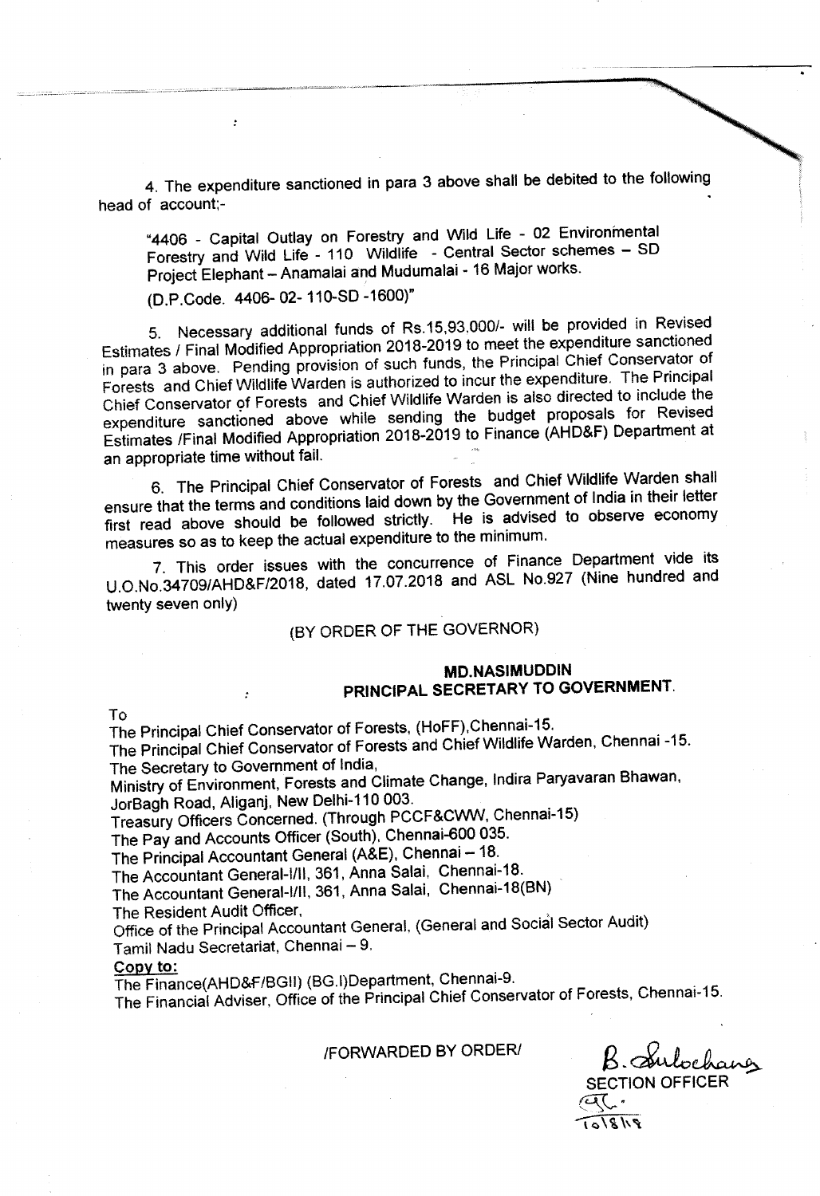4. The expenditure sanctioned in para 3 above shall be debited to the following head of account;-

> "4406 - Capital Outlay on Forestry and Wild Life - 02 Environmental Forestry and Wild Life - 110 Wildlife - Central Sector schemes – SD Project Elephant – Anamalai and Mudumalai - 16 Major works.
>
> (D.P.Code. 4406- 02- 110-SD -1600)"

5. Necessary additional funds of Rs.15,93,000/- will be provided in Revised Estimates / Final Modified Appropriation 2018-2019 to meet the expenditure sanctioned in para 3 above. Pending provision of such funds, the Principal Chief Conservator of Forests and Chief Wildlife Warden is authorized to incur the expenditure. The Principal Chief Conservator of Forests and Chief Wildlife Warden is also directed to include the expenditure sanctioned above while sending the budget proposals for Revised Estimates /Final Modified Appropriation 2018-2019 to Finance (AHD&F) Department at an appropriate time without fail.

6. The Principal Chief Conservator of Forests and Chief Wildlife Warden shall ensure that the terms and conditions laid down by the Government of India in their letter first read above should be followed strictly. He is advised to observe economy measures so as to keep the actual expenditure to the minimum.

7. This order issues with the concurrence of Finance Department vide its U.O.No.34709/AHD&F/2018, dated 17.07.2018 and ASL No.927 (Nine hundred and twenty seven only)

(BY ORDER OF THE GOVERNOR)

**MD.NASIMUDDIN**
**PRINCIPAL SECRETARY TO GOVERNMENT.**

To
The Principal Chief Conservator of Forests, (HoFF),Chennai-15.
The Principal Chief Conservator of Forests and Chief Wildlife Warden, Chennai -15.
The Secretary to Government of India,
Ministry of Environment, Forests and Climate Change, Indira Paryavaran Bhawan, JorBagh Road, Aliganj, New Delhi-110 003.
Treasury Officers Concerned. (Through PCCF&CWW, Chennai-15)
The Pay and Accounts Officer (South), Chennai-600 035.
The Principal Accountant General (A&E), Chennai – 18.
The Accountant General-I/II, 361, Anna Salai, Chennai-18.
The Accountant General-I/II, 361, Anna Salai, Chennai-18(BN)
The Resident Audit Officer,
Office of the Principal Accountant General, (General and Social Sector Audit)
Tamil Nadu Secretariat, Chennai – 9.

**Copy to:**
The Finance(AHD&F/BGII) (BG.I)Department, Chennai-9.
The Financial Adviser, Office of the Principal Chief Conservator of Forests, Chennai-15.

/FORWARDED BY ORDER/

B. Sulochana
SECTION OFFICER
10/8/19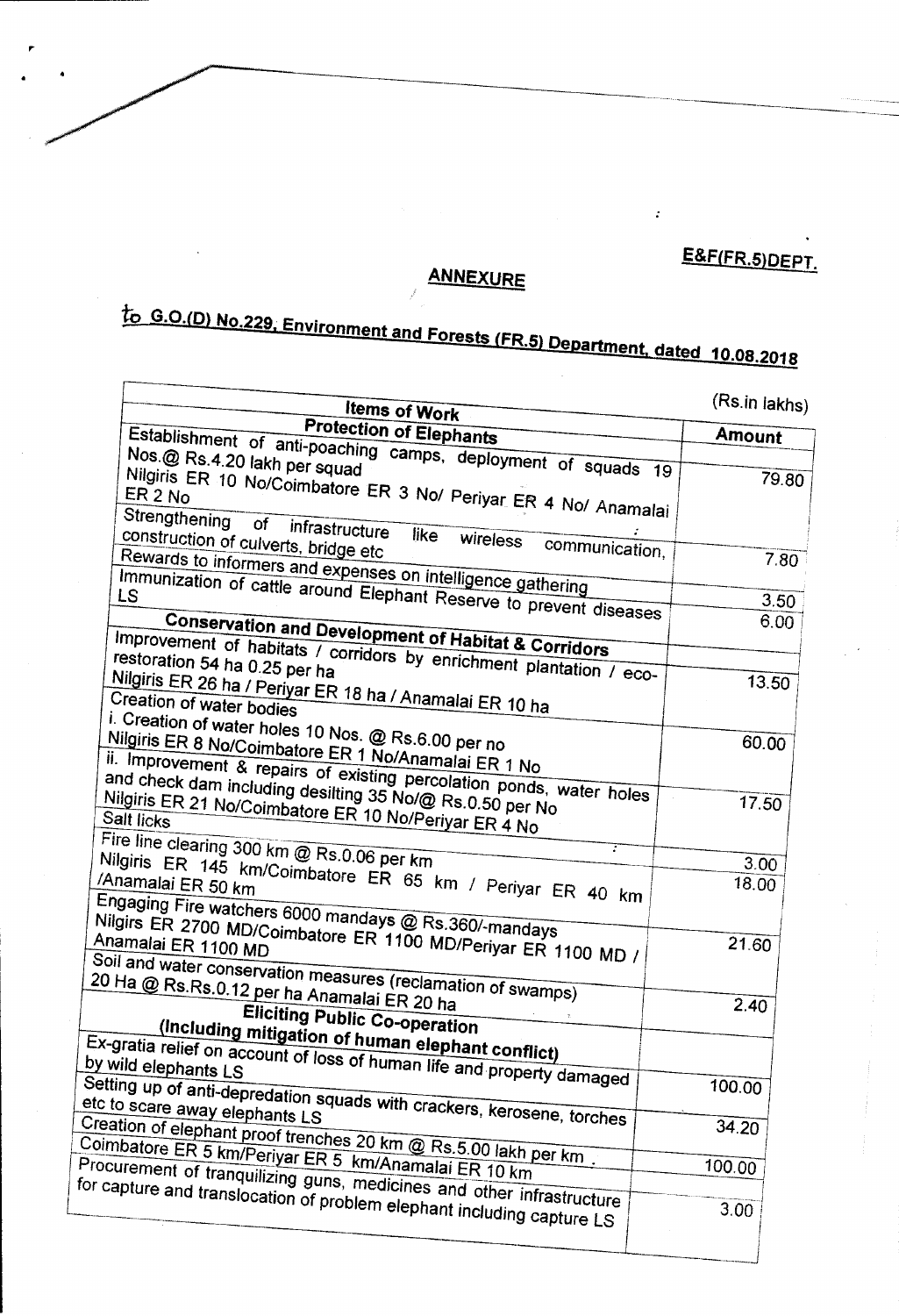**E&F(FR.5)DEPT.**

## ANNEXURE

### to G.O.(D) No.229, Environment and Forests (FR.5) Department, dated 10.08.2018

(Rs.in lakhs)

| Items of Work | Amount |
|---|---|
| **Protection of Elephants** | |
| Establishment of anti-poaching camps, deployment of squads 19 Nos.@ Rs.4.20 lakh per squad Nilgiris ER 10 No/Coimbatore ER 3 No/ Periyar ER 4 No/ Anamalai ER 2 No | 79.80 |
| Strengthening of infrastructure like wireless communication, construction of culverts, bridge etc | 7.80 |
| Rewards to informers and expenses on intelligence gathering | 3.50 |
| Immunization of cattle around Elephant Reserve to prevent diseases LS | 6.00 |
| **Conservation and Development of Habitat & Corridors** | |
| Improvement of habitats / corridors by enrichment plantation / eco-restoration 54 ha 0.25 per ha Nilgiris ER 26 ha / Periyar ER 18 ha / Anamalai ER 10 ha | 13.50 |
| Creation of water bodies | |
| i. Creation of water holes 10 Nos. @ Rs.6.00 per no Nilgiris ER 8 No/Coimbatore ER 1 No/Anamalai ER 1 No | 60.00 |
| ii. Improvement & repairs of existing percolation ponds, water holes and check dam including desilting 35 No/@ Rs.0.50 per No Nilgiris ER 21 No/Coimbatore ER 10 No/Periyar ER 4 No | 17.50 |
| Salt licks | 3.00 |
| Fire line clearing 300 km @ Rs.0.06 per km Nilgiris ER 145 km/Coimbatore ER 65 km / Periyar ER 40 km /Anamalai ER 50 km | 18.00 |
| Engaging Fire watchers 6000 mandays @ Rs.360/-mandays Nilgirs ER 2700 MD/Coimbatore ER 1100 MD/Periyar ER 1100 MD / Anamalai ER 1100 MD | 21.60 |
| Soil and water conservation measures (reclamation of swamps) 20 Ha @ Rs.Rs.0.12 per ha Anamalai ER 20 ha | 2.40 |
| **Eliciting Public Co-operation (Including mitigation of human elephant conflict)** | |
| Ex-gratia relief on account of loss of human life and property damaged by wild elephants LS | 100.00 |
| Setting up of anti-depredation squads with crackers, kerosene, torches etc to scare away elephants LS | 34.20 |
| Creation of elephant proof trenches 20 km @ Rs.5.00 lakh per km . Coimbatore ER 5 km/Periyar ER 5 km/Anamalai ER 10 km | 100.00 |
| Procurement of tranquilizing guns, medicines and other infrastructure for capture and translocation of problem elephant including capture LS | 3.00 |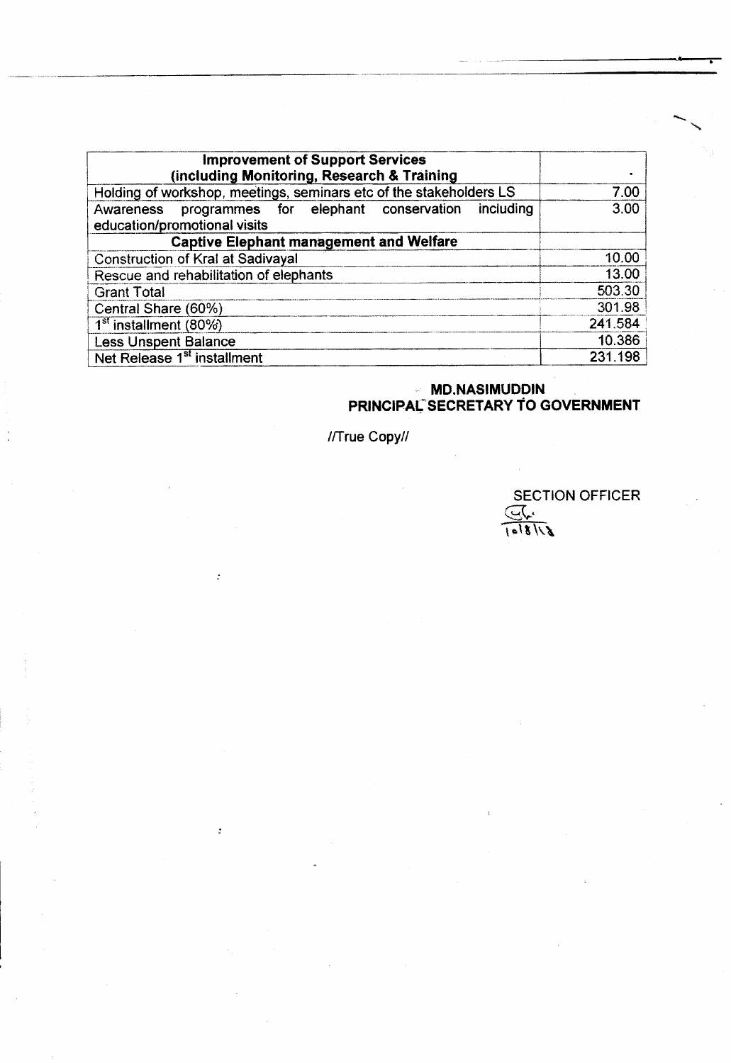| | |
|---|---|
| **Improvement of Support Services (including Monitoring, Research & Training** | |
| Holding of workshop, meetings, seminars etc of the stakeholders LS | 7.00 |
| Awareness programmes for elephant conservation including education/promotional visits | 3.00 |
| **Captive Elephant management and Welfare** | |
| Construction of Kral at Sadivayal | 10.00 |
| Rescue and rehabilitation of elephants | 13.00 |
| Grant Total | 503.30 |
| Central Share (60%) | 301.98 |
| 1st installment (80%) | 241.584 |
| Less Unspent Balance | 10.386 |
| Net Release 1st installment | 231.198 |

**MD.NASIMUDDIN**
**PRINCIPAL SECRETARY TO GOVERNMENT**

//True Copy//

SECTION OFFICER
10/8/18